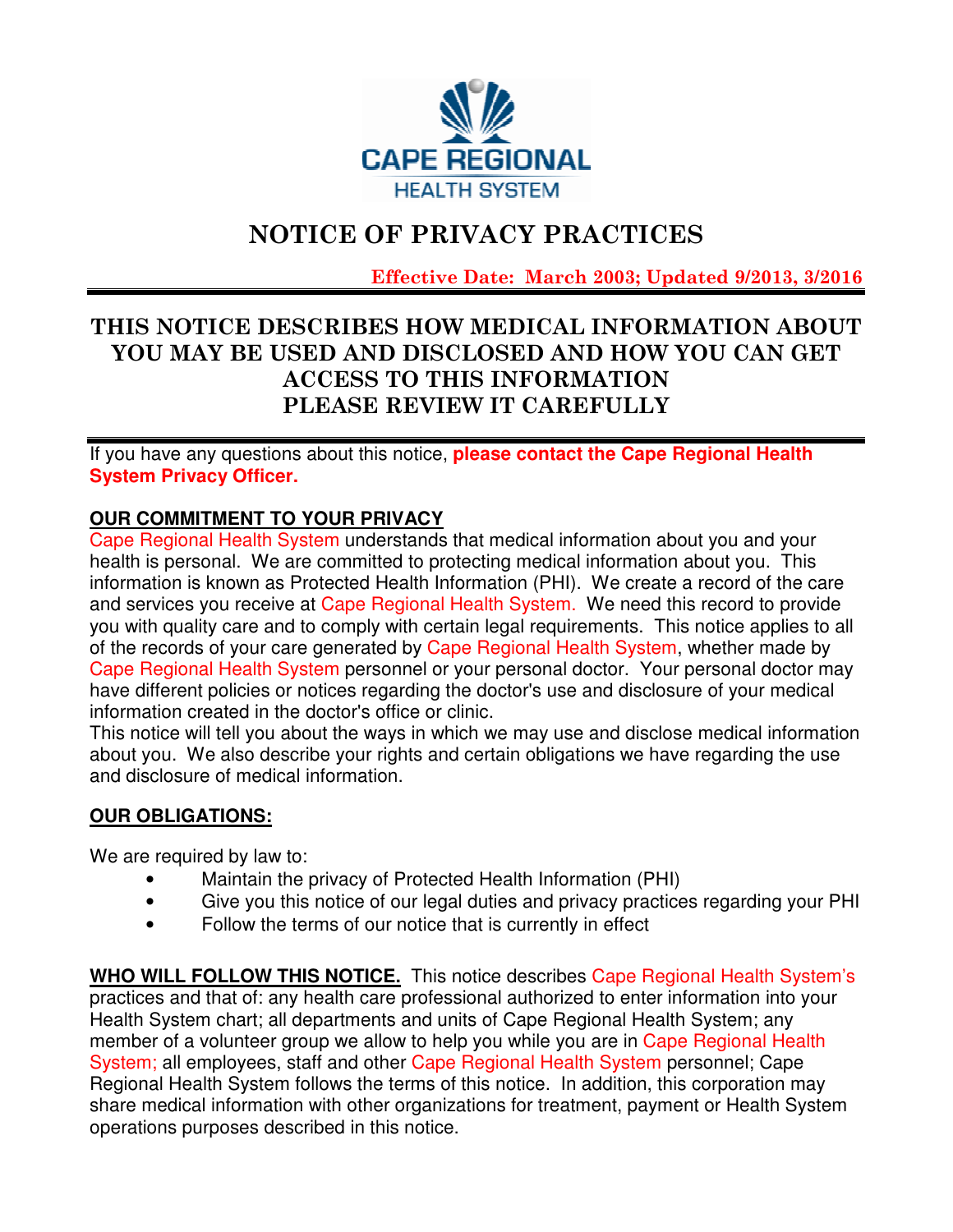CAPE REGIONAL HEALTH SYSTEM

# NOTICE OF PRIVACY PRACTICES

**Effective Date: March 2003; Updated 9/2013, 3/2016**

## THIS NOTICE DESCRIBES HOW MEDICAL INFORMATION ABOUT YOU MAY BE USED AND DISCLOSED AND HOW YOU CAN GET ACCESS TO THIS INFORMATION PLEASE REVIEW IT CAREFULLY

If you have any questions about this notice, **please contact the Cape Regional Health System Privacy Officer.**

**OUR COMMITMENT TO YOUR PRIVACY**

Cape Regional Health System understands that medical information about you and your health is personal. We are committed to protecting medical information about you. This information is known as Protected Health Information (PHI). We create a record of the care and services you receive at Cape Regional Health System. We need this record to provide you with quality care and to comply with certain legal requirements. This notice applies to all of the records of your care generated by Cape Regional Health System, whether made by Cape Regional Health System personnel or your personal doctor. Your personal doctor may have different policies or notices regarding the doctor's use and disclosure of your medical information created in the doctor's office or clinic.

This notice will tell you about the ways in which we may use and disclose medical information about you. We also describe your rights and certain obligations we have regarding the use and disclosure of medical information.

**OUR OBLIGATIONS:**

We are required by law to:

- Maintain the privacy of Protected Health Information (PHI)
- Give you this notice of our legal duties and privacy practices regarding your PHI
- Follow the terms of our notice that is currently in effect

**WHO WILL FOLLOW THIS NOTICE.** This notice describes Cape Regional Health System's practices and that of: any health care professional authorized to enter information into your Health System chart; all departments and units of Cape Regional Health System; any member of a volunteer group we allow to help you while you are in Cape Regional Health System; all employees, staff and other Cape Regional Health System personnel; Cape Regional Health System follows the terms of this notice. In addition, this corporation may share medical information with other organizations for treatment, payment or Health System operations purposes described in this notice.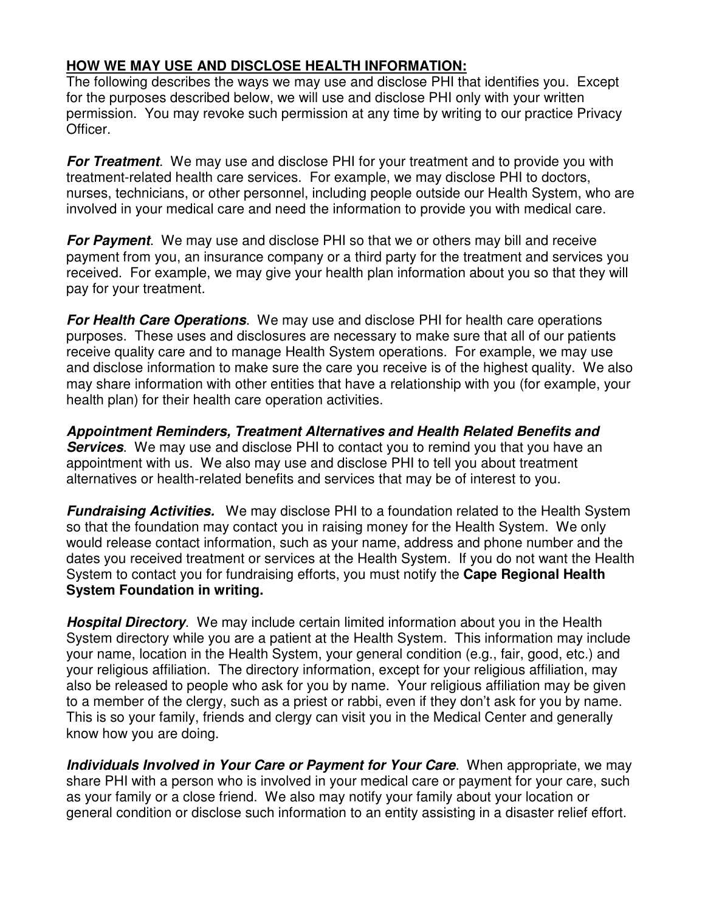**HOW WE MAY USE AND DISCLOSE HEALTH INFORMATION:**

The following describes the ways we may use and disclose PHI that identifies you. Except for the purposes described below, we will use and disclose PHI only with your written permission. You may revoke such permission at any time by writing to our practice Privacy Officer.

***For Treatment***. We may use and disclose PHI for your treatment and to provide you with treatment-related health care services. For example, we may disclose PHI to doctors, nurses, technicians, or other personnel, including people outside our Health System, who are involved in your medical care and need the information to provide you with medical care.

***For Payment***. We may use and disclose PHI so that we or others may bill and receive payment from you, an insurance company or a third party for the treatment and services you received. For example, we may give your health plan information about you so that they will pay for your treatment.

***For Health Care Operations***. We may use and disclose PHI for health care operations purposes. These uses and disclosures are necessary to make sure that all of our patients receive quality care and to manage Health System operations. For example, we may use and disclose information to make sure the care you receive is of the highest quality. We also may share information with other entities that have a relationship with you (for example, your health plan) for their health care operation activities.

***Appointment Reminders, Treatment Alternatives and Health Related Benefits and Services***. We may use and disclose PHI to contact you to remind you that you have an appointment with us. We also may use and disclose PHI to tell you about treatment alternatives or health-related benefits and services that may be of interest to you.

***Fundraising Activities.*** We may disclose PHI to a foundation related to the Health System so that the foundation may contact you in raising money for the Health System. We only would release contact information, such as your name, address and phone number and the dates you received treatment or services at the Health System. If you do not want the Health System to contact you for fundraising efforts, you must notify the **Cape Regional Health System Foundation in writing.**

***Hospital Directory***. We may include certain limited information about you in the Health System directory while you are a patient at the Health System. This information may include your name, location in the Health System, your general condition (e.g., fair, good, etc.) and your religious affiliation. The directory information, except for your religious affiliation, may also be released to people who ask for you by name. Your religious affiliation may be given to a member of the clergy, such as a priest or rabbi, even if they don't ask for you by name. This is so your family, friends and clergy can visit you in the Medical Center and generally know how you are doing.

***Individuals Involved in Your Care or Payment for Your Care***. When appropriate, we may share PHI with a person who is involved in your medical care or payment for your care, such as your family or a close friend. We also may notify your family about your location or general condition or disclose such information to an entity assisting in a disaster relief effort.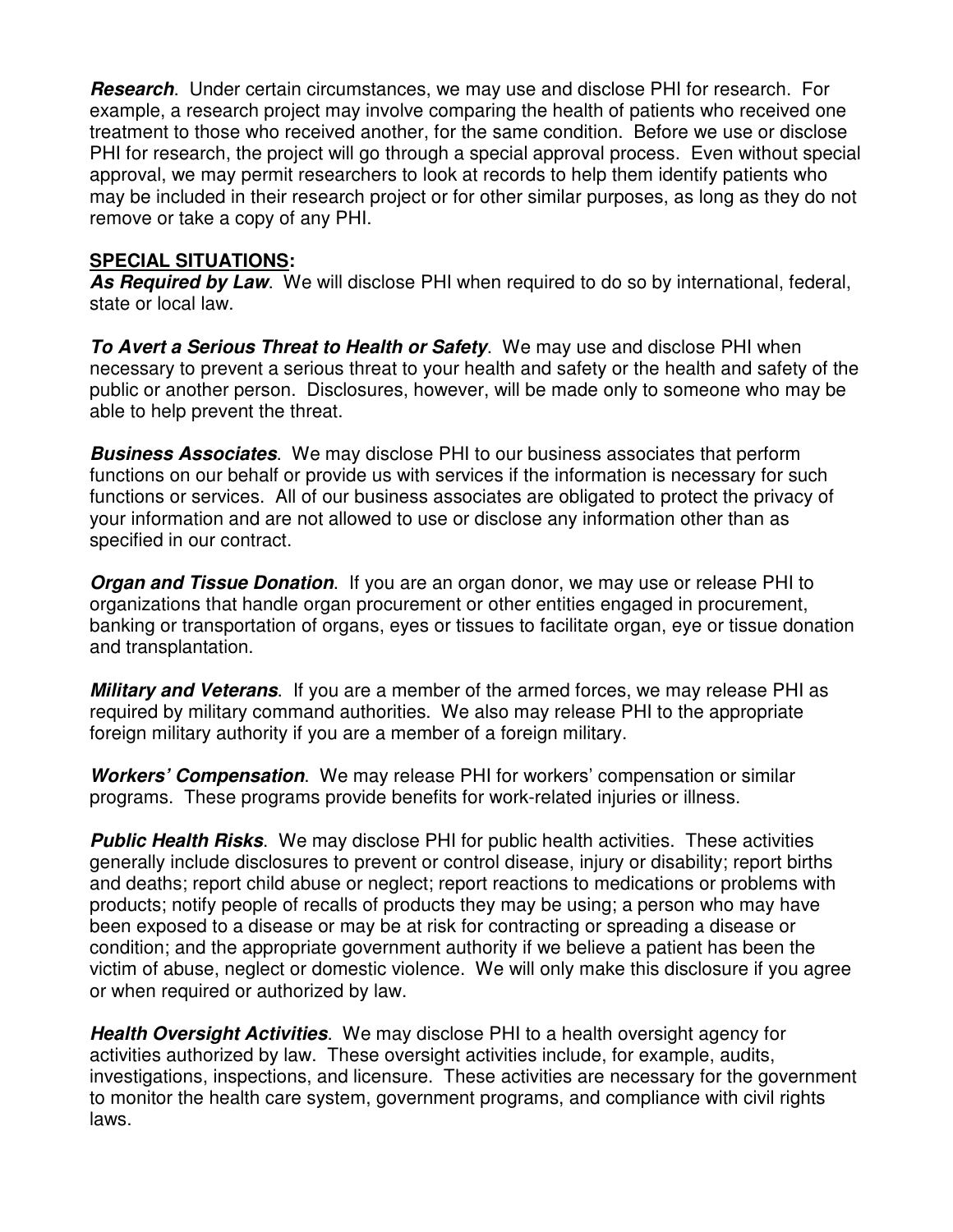***Research***. Under certain circumstances, we may use and disclose PHI for research. For example, a research project may involve comparing the health of patients who received one treatment to those who received another, for the same condition. Before we use or disclose PHI for research, the project will go through a special approval process. Even without special approval, we may permit researchers to look at records to help them identify patients who may be included in their research project or for other similar purposes, as long as they do not remove or take a copy of any PHI.

**<u>SPECIAL SITUATIONS</u>:**

***As Required by Law***. We will disclose PHI when required to do so by international, federal, state or local law.

***To Avert a Serious Threat to Health or Safety***. We may use and disclose PHI when necessary to prevent a serious threat to your health and safety or the health and safety of the public or another person. Disclosures, however, will be made only to someone who may be able to help prevent the threat.

***Business Associates***. We may disclose PHI to our business associates that perform functions on our behalf or provide us with services if the information is necessary for such functions or services. All of our business associates are obligated to protect the privacy of your information and are not allowed to use or disclose any information other than as specified in our contract.

***Organ and Tissue Donation***. If you are an organ donor, we may use or release PHI to organizations that handle organ procurement or other entities engaged in procurement, banking or transportation of organs, eyes or tissues to facilitate organ, eye or tissue donation and transplantation.

***Military and Veterans***. If you are a member of the armed forces, we may release PHI as required by military command authorities. We also may release PHI to the appropriate foreign military authority if you are a member of a foreign military.

***Workers' Compensation***. We may release PHI for workers' compensation or similar programs. These programs provide benefits for work-related injuries or illness.

***Public Health Risks***. We may disclose PHI for public health activities. These activities generally include disclosures to prevent or control disease, injury or disability; report births and deaths; report child abuse or neglect; report reactions to medications or problems with products; notify people of recalls of products they may be using; a person who may have been exposed to a disease or may be at risk for contracting or spreading a disease or condition; and the appropriate government authority if we believe a patient has been the victim of abuse, neglect or domestic violence. We will only make this disclosure if you agree or when required or authorized by law.

***Health Oversight Activities***. We may disclose PHI to a health oversight agency for activities authorized by law. These oversight activities include, for example, audits, investigations, inspections, and licensure. These activities are necessary for the government to monitor the health care system, government programs, and compliance with civil rights laws.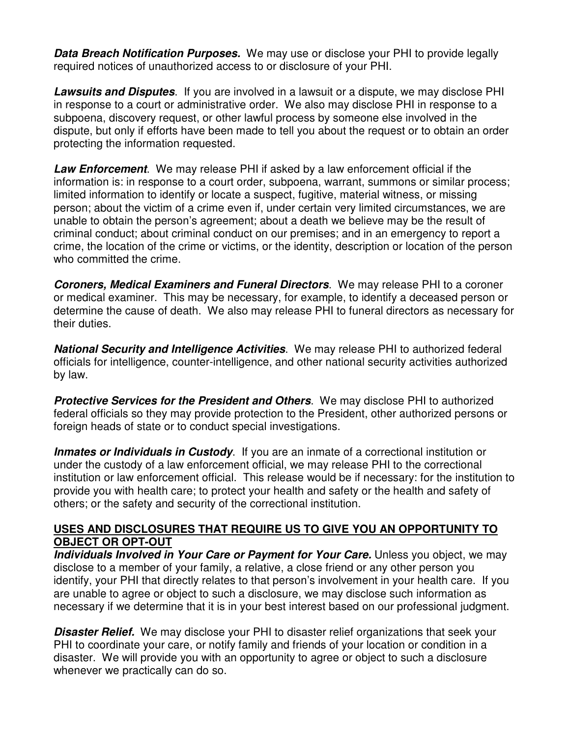***Data Breach Notification Purposes.*** We may use or disclose your PHI to provide legally required notices of unauthorized access to or disclosure of your PHI.

***Lawsuits and Disputes***. If you are involved in a lawsuit or a dispute, we may disclose PHI in response to a court or administrative order. We also may disclose PHI in response to a subpoena, discovery request, or other lawful process by someone else involved in the dispute, but only if efforts have been made to tell you about the request or to obtain an order protecting the information requested.

***Law Enforcement***. We may release PHI if asked by a law enforcement official if the information is: in response to a court order, subpoena, warrant, summons or similar process; limited information to identify or locate a suspect, fugitive, material witness, or missing person; about the victim of a crime even if, under certain very limited circumstances, we are unable to obtain the person's agreement; about a death we believe may be the result of criminal conduct; about criminal conduct on our premises; and in an emergency to report a crime, the location of the crime or victims, or the identity, description or location of the person who committed the crime.

***Coroners, Medical Examiners and Funeral Directors***. We may release PHI to a coroner or medical examiner. This may be necessary, for example, to identify a deceased person or determine the cause of death. We also may release PHI to funeral directors as necessary for their duties.

***National Security and Intelligence Activities***. We may release PHI to authorized federal officials for intelligence, counter-intelligence, and other national security activities authorized by law.

***Protective Services for the President and Others***. We may disclose PHI to authorized federal officials so they may provide protection to the President, other authorized persons or foreign heads of state or to conduct special investigations.

***Inmates or Individuals in Custody***. If you are an inmate of a correctional institution or under the custody of a law enforcement official, we may release PHI to the correctional institution or law enforcement official. This release would be if necessary: for the institution to provide you with health care; to protect your health and safety or the health and safety of others; or the safety and security of the correctional institution.

**USES AND DISCLOSURES THAT REQUIRE US TO GIVE YOU AN OPPORTUNITY TO OBJECT OR OPT-OUT**

***Individuals Involved in Your Care or Payment for Your Care.*** Unless you object, we may disclose to a member of your family, a relative, a close friend or any other person you identify, your PHI that directly relates to that person's involvement in your health care. If you are unable to agree or object to such a disclosure, we may disclose such information as necessary if we determine that it is in your best interest based on our professional judgment.

***Disaster Relief.*** We may disclose your PHI to disaster relief organizations that seek your PHI to coordinate your care, or notify family and friends of your location or condition in a disaster. We will provide you with an opportunity to agree or object to such a disclosure whenever we practically can do so.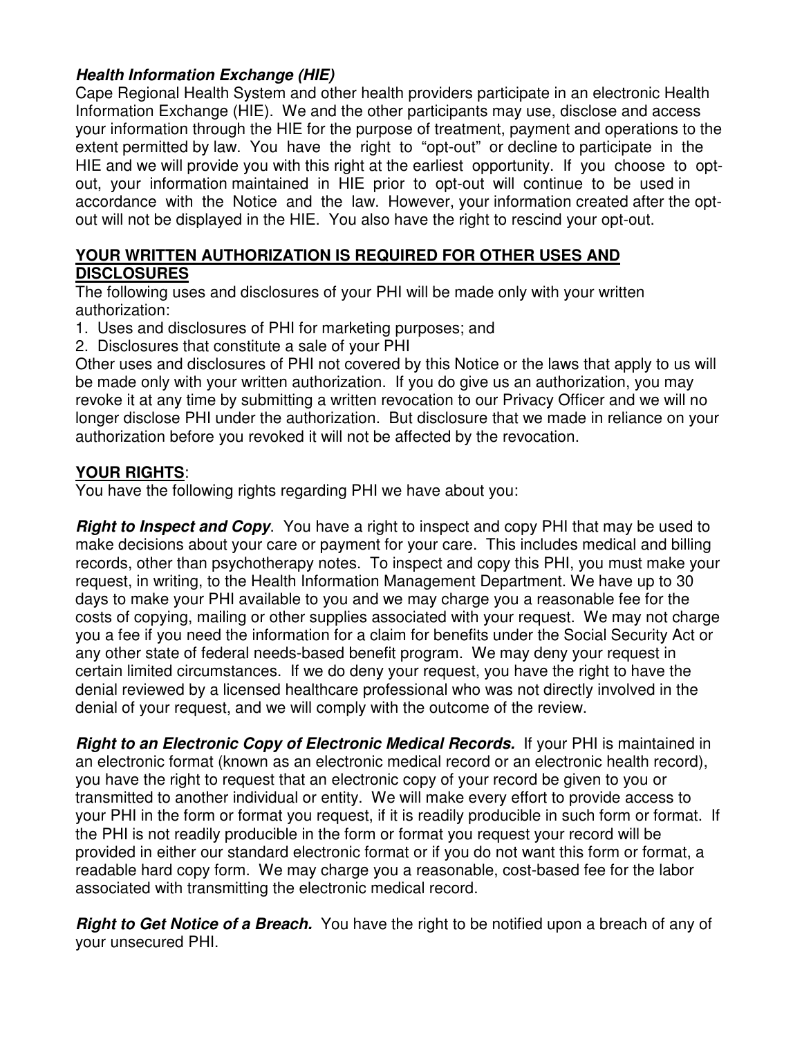***Health Information Exchange (HIE)***

Cape Regional Health System and other health providers participate in an electronic Health Information Exchange (HIE). We and the other participants may use, disclose and access your information through the HIE for the purpose of treatment, payment and operations to the extent permitted by law. You have the right to "opt-out" or decline to participate in the HIE and we will provide you with this right at the earliest opportunity. If you choose to opt-out, your information maintained in HIE prior to opt-out will continue to be used in accordance with the Notice and the law. However, your information created after the opt-out will not be displayed in the HIE. You also have the right to rescind your opt-out.

**YOUR WRITTEN AUTHORIZATION IS REQUIRED FOR OTHER USES AND DISCLOSURES**

The following uses and disclosures of your PHI will be made only with your written authorization:

1. Uses and disclosures of PHI for marketing purposes; and
2. Disclosures that constitute a sale of your PHI

Other uses and disclosures of PHI not covered by this Notice or the laws that apply to us will be made only with your written authorization. If you do give us an authorization, you may revoke it at any time by submitting a written revocation to our Privacy Officer and we will no longer disclose PHI under the authorization. But disclosure that we made in reliance on your authorization before you revoked it will not be affected by the revocation.

**YOUR RIGHTS**:

You have the following rights regarding PHI we have about you:

***Right to Inspect and Copy***. You have a right to inspect and copy PHI that may be used to make decisions about your care or payment for your care. This includes medical and billing records, other than psychotherapy notes. To inspect and copy this PHI, you must make your request, in writing, to the Health Information Management Department. We have up to 30 days to make your PHI available to you and we may charge you a reasonable fee for the costs of copying, mailing or other supplies associated with your request. We may not charge you a fee if you need the information for a claim for benefits under the Social Security Act or any other state of federal needs-based benefit program. We may deny your request in certain limited circumstances. If we do deny your request, you have the right to have the denial reviewed by a licensed healthcare professional who was not directly involved in the denial of your request, and we will comply with the outcome of the review.

***Right to an Electronic Copy of Electronic Medical Records.*** If your PHI is maintained in an electronic format (known as an electronic medical record or an electronic health record), you have the right to request that an electronic copy of your record be given to you or transmitted to another individual or entity. We will make every effort to provide access to your PHI in the form or format you request, if it is readily producible in such form or format. If the PHI is not readily producible in the form or format you request your record will be provided in either our standard electronic format or if you do not want this form or format, a readable hard copy form. We may charge you a reasonable, cost-based fee for the labor associated with transmitting the electronic medical record.

***Right to Get Notice of a Breach.*** You have the right to be notified upon a breach of any of your unsecured PHI.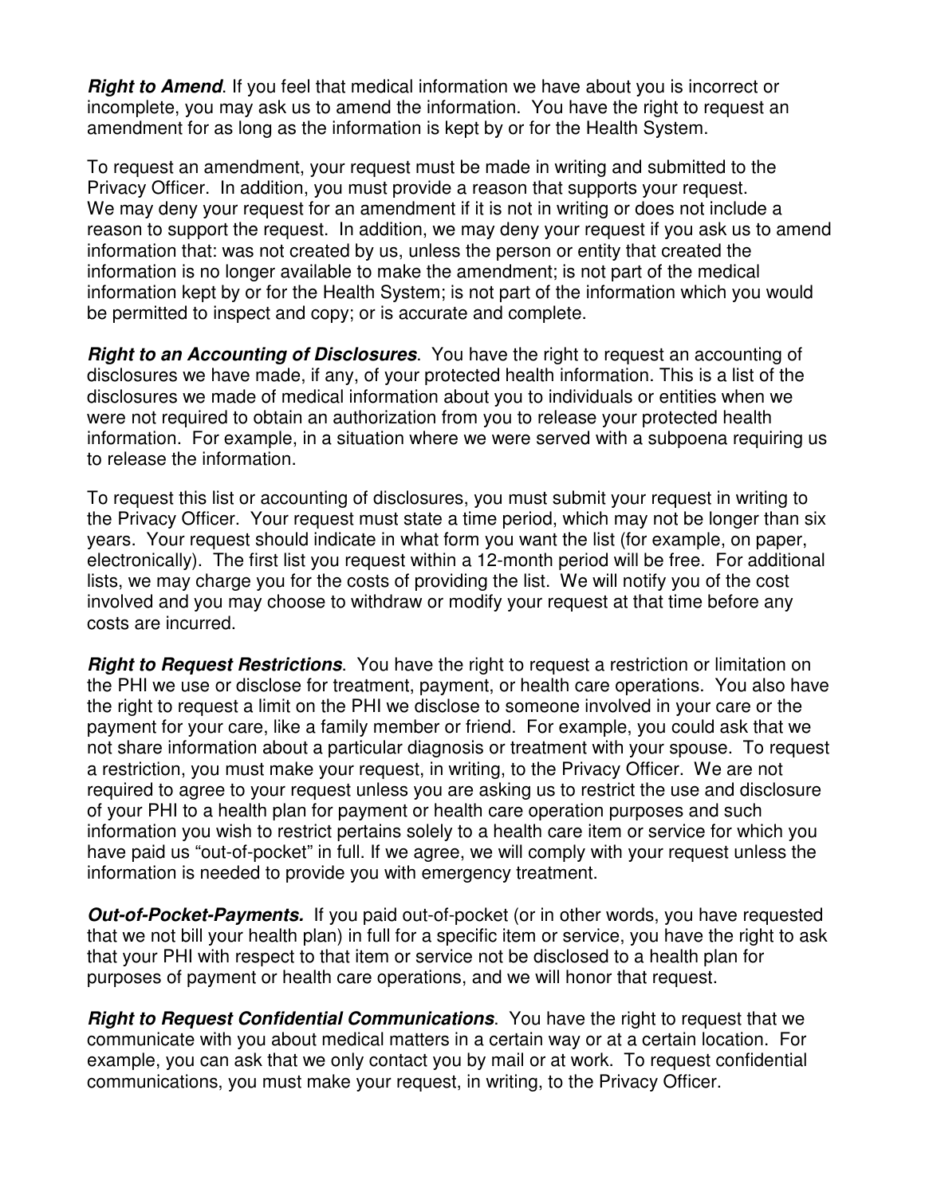***Right to Amend***. If you feel that medical information we have about you is incorrect or incomplete, you may ask us to amend the information. You have the right to request an amendment for as long as the information is kept by or for the Health System.

To request an amendment, your request must be made in writing and submitted to the Privacy Officer. In addition, you must provide a reason that supports your request. We may deny your request for an amendment if it is not in writing or does not include a reason to support the request. In addition, we may deny your request if you ask us to amend information that: was not created by us, unless the person or entity that created the information is no longer available to make the amendment; is not part of the medical information kept by or for the Health System; is not part of the information which you would be permitted to inspect and copy; or is accurate and complete.

***Right to an Accounting of Disclosures***. You have the right to request an accounting of disclosures we have made, if any, of your protected health information. This is a list of the disclosures we made of medical information about you to individuals or entities when we were not required to obtain an authorization from you to release your protected health information. For example, in a situation where we were served with a subpoena requiring us to release the information.

To request this list or accounting of disclosures, you must submit your request in writing to the Privacy Officer. Your request must state a time period, which may not be longer than six years. Your request should indicate in what form you want the list (for example, on paper, electronically). The first list you request within a 12-month period will be free. For additional lists, we may charge you for the costs of providing the list. We will notify you of the cost involved and you may choose to withdraw or modify your request at that time before any costs are incurred.

***Right to Request Restrictions***. You have the right to request a restriction or limitation on the PHI we use or disclose for treatment, payment, or health care operations. You also have the right to request a limit on the PHI we disclose to someone involved in your care or the payment for your care, like a family member or friend. For example, you could ask that we not share information about a particular diagnosis or treatment with your spouse. To request a restriction, you must make your request, in writing, to the Privacy Officer. We are not required to agree to your request unless you are asking us to restrict the use and disclosure of your PHI to a health plan for payment or health care operation purposes and such information you wish to restrict pertains solely to a health care item or service for which you have paid us "out-of-pocket" in full. If we agree, we will comply with your request unless the information is needed to provide you with emergency treatment.

***Out-of-Pocket-Payments.*** If you paid out-of-pocket (or in other words, you have requested that we not bill your health plan) in full for a specific item or service, you have the right to ask that your PHI with respect to that item or service not be disclosed to a health plan for purposes of payment or health care operations, and we will honor that request.

***Right to Request Confidential Communications***. You have the right to request that we communicate with you about medical matters in a certain way or at a certain location. For example, you can ask that we only contact you by mail or at work. To request confidential communications, you must make your request, in writing, to the Privacy Officer.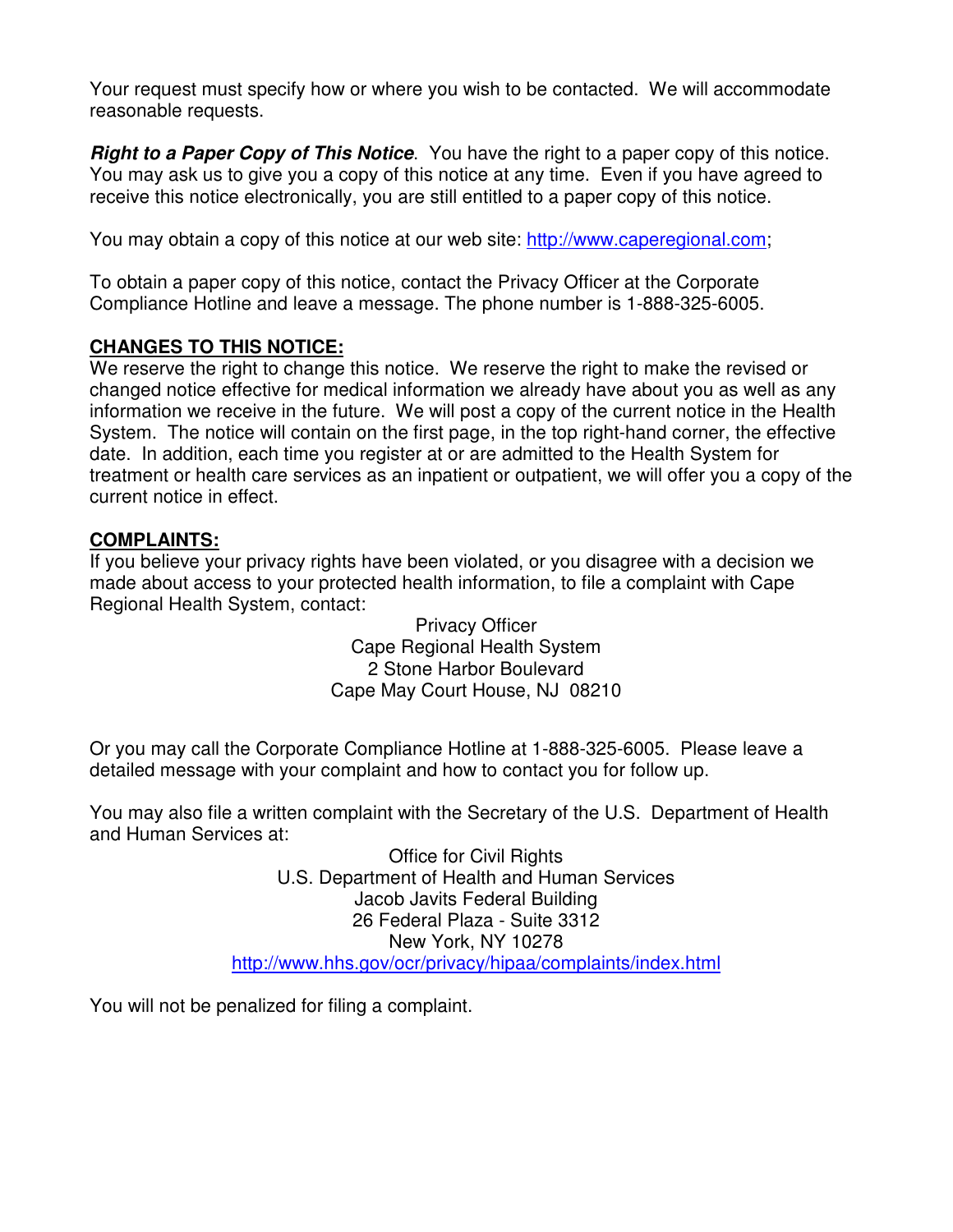Your request must specify how or where you wish to be contacted. We will accommodate reasonable requests.

***Right to a Paper Copy of This Notice***. You have the right to a paper copy of this notice. You may ask us to give you a copy of this notice at any time. Even if you have agreed to receive this notice electronically, you are still entitled to a paper copy of this notice.

You may obtain a copy of this notice at our web site: [http://www.caperegional.com](http://www.caperegional.com);

To obtain a paper copy of this notice, contact the Privacy Officer at the Corporate Compliance Hotline and leave a message. The phone number is 1-888-325-6005.

## CHANGES TO THIS NOTICE:

We reserve the right to change this notice. We reserve the right to make the revised or changed notice effective for medical information we already have about you as well as any information we receive in the future. We will post a copy of the current notice in the Health System. The notice will contain on the first page, in the top right-hand corner, the effective date. In addition, each time you register at or are admitted to the Health System for treatment or health care services as an inpatient or outpatient, we will offer you a copy of the current notice in effect.

## COMPLAINTS:

If you believe your privacy rights have been violated, or you disagree with a decision we made about access to your protected health information, to file a complaint with Cape Regional Health System, contact:

Privacy Officer  
Cape Regional Health System  
2 Stone Harbor Boulevard  
Cape May Court House, NJ 08210

Or you may call the Corporate Compliance Hotline at 1-888-325-6005. Please leave a detailed message with your complaint and how to contact you for follow up.

You may also file a written complaint with the Secretary of the U.S. Department of Health and Human Services at:

Office for Civil Rights  
U.S. Department of Health and Human Services  
Jacob Javits Federal Building  
26 Federal Plaza - Suite 3312  
New York, NY 10278  
[http://www.hhs.gov/ocr/privacy/hipaa/complaints/index.html](http://www.hhs.gov/ocr/privacy/hipaa/complaints/index.html)

You will not be penalized for filing a complaint.